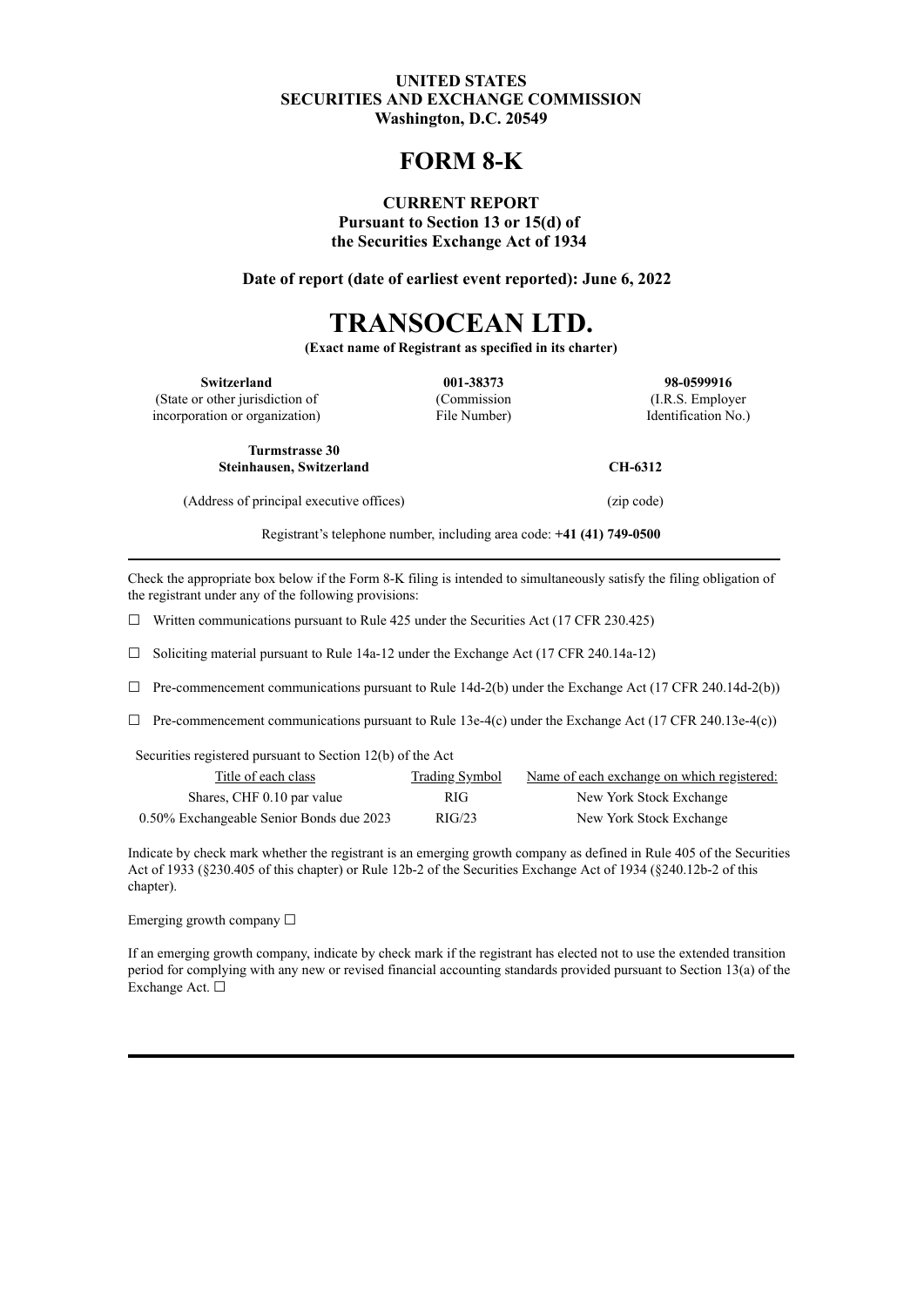**UNITED STATES**
**SECURITIES AND EXCHANGE COMMISSION**
**Washington, D.C. 20549**

# FORM 8-K

**CURRENT REPORT**
**Pursuant to Section 13 or 15(d) of**
**the Securities Exchange Act of 1934**

**Date of report (date of earliest event reported): June 6, 2022**

# TRANSOCEAN LTD.

**(Exact name of Registrant as specified in its charter)**

| **Switzerland** | **001-38373** | **98-0599916** |
|---|---|---|
| (State or other jurisdiction of incorporation or organization) | (Commission File Number) | (I.R.S. Employer Identification No.) |

| **Turmstrasse 30**<br>**Steinhausen, Switzerland** | **CH-6312** |
|---|---|
| (Address of principal executive offices) | (zip code) |

Registrant's telephone number, including area code: **+41 (41) 749-0500**

Check the appropriate box below if the Form 8-K filing is intended to simultaneously satisfy the filing obligation of the registrant under any of the following provisions:

☐ Written communications pursuant to Rule 425 under the Securities Act (17 CFR 230.425)

☐ Soliciting material pursuant to Rule 14a-12 under the Exchange Act (17 CFR 240.14a-12)

☐ Pre-commencement communications pursuant to Rule 14d-2(b) under the Exchange Act (17 CFR 240.14d-2(b))

☐ Pre-commencement communications pursuant to Rule 13e-4(c) under the Exchange Act (17 CFR 240.13e-4(c))

Securities registered pursuant to Section 12(b) of the Act

| Title of each class | Trading Symbol | Name of each exchange on which registered: |
|---|---|---|
| Shares, CHF 0.10 par value | RIG | New York Stock Exchange |
| 0.50% Exchangeable Senior Bonds due 2023 | RIG/23 | New York Stock Exchange |

Indicate by check mark whether the registrant is an emerging growth company as defined in Rule 405 of the Securities Act of 1933 (§230.405 of this chapter) or Rule 12b-2 of the Securities Exchange Act of 1934 (§240.12b-2 of this chapter).

Emerging growth company ☐

If an emerging growth company, indicate by check mark if the registrant has elected not to use the extended transition period for complying with any new or revised financial accounting standards provided pursuant to Section 13(a) of the Exchange Act. ☐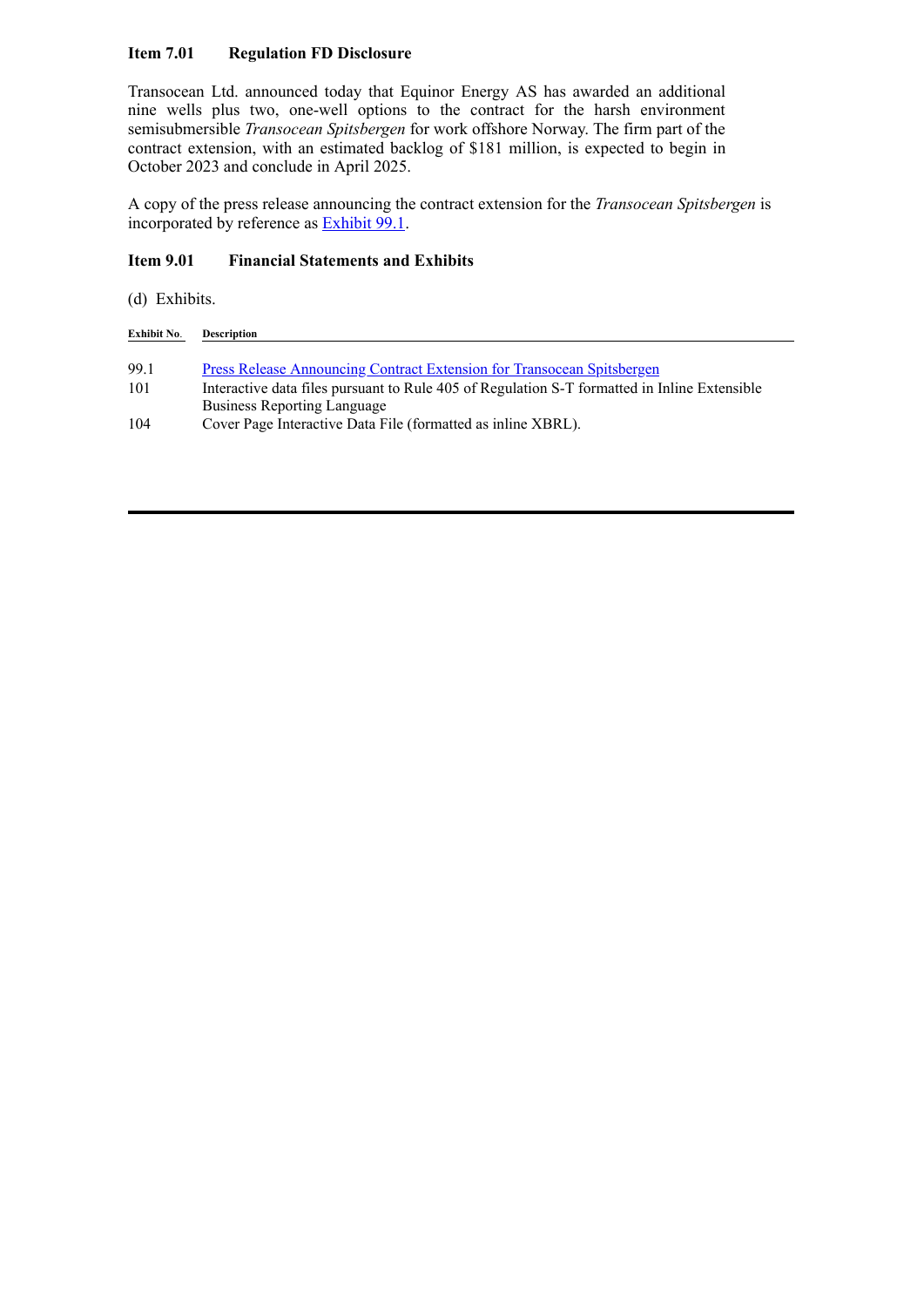### Item 7.01 Regulation FD Disclosure

Transocean Ltd. announced today that Equinor Energy AS has awarded an additional nine wells plus two, one-well options to the contract for the harsh environment semisubmersible *Transocean Spitsbergen* for work offshore Norway. The firm part of the contract extension, with an estimated backlog of $181 million, is expected to begin in October 2023 and conclude in April 2025.

A copy of the press release announcing the contract extension for the *Transocean Spitsbergen* is incorporated by reference as Exhibit 99.1.

### Item 9.01 Financial Statements and Exhibits

(d) Exhibits.

| Exhibit No. | Description |
|---|---|
| 99.1 | Press Release Announcing Contract Extension for Transocean Spitsbergen |
| 101 | Interactive data files pursuant to Rule 405 of Regulation S-T formatted in Inline Extensible Business Reporting Language |
| 104 | Cover Page Interactive Data File (formatted as inline XBRL). |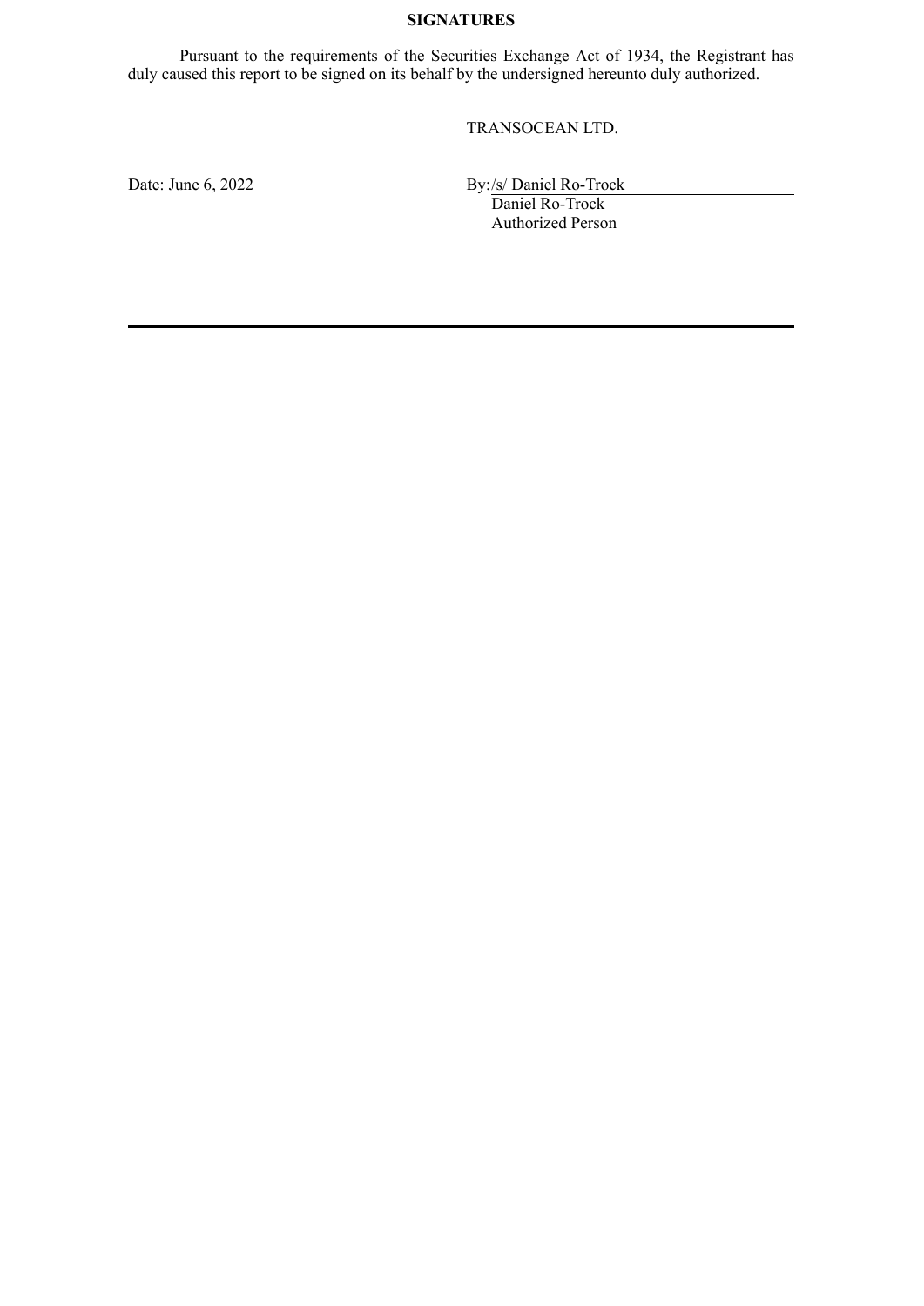**SIGNATURES**

Pursuant to the requirements of the Securities Exchange Act of 1934, the Registrant has duly caused this report to be signed on its behalf by the undersigned hereunto duly authorized.

TRANSOCEAN LTD.

Date: June 6, 2022

By: /s/ Daniel Ro-Trock
Daniel Ro-Trock
Authorized Person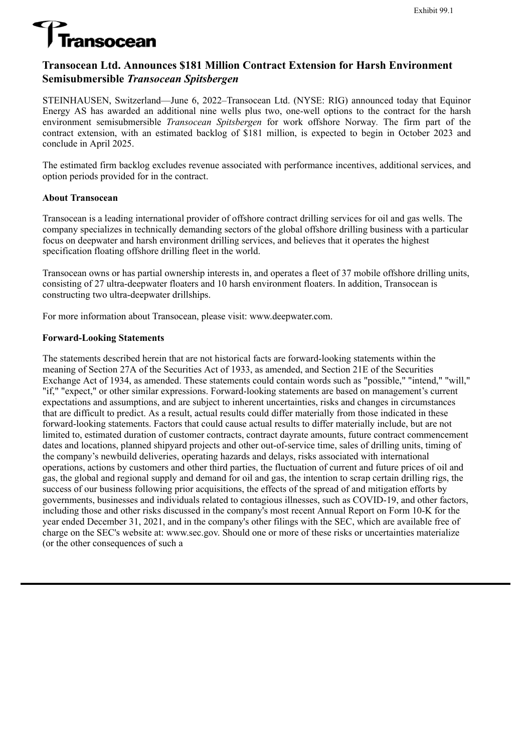Exhibit 99.1

Transocean

# Transocean Ltd. Announces $181 Million Contract Extension for Harsh Environment Semisubmersible *Transocean Spitsbergen*

STEINHAUSEN, Switzerland—June 6, 2022–Transocean Ltd. (NYSE: RIG) announced today that Equinor Energy AS has awarded an additional nine wells plus two, one-well options to the contract for the harsh environment semisubmersible *Transocean Spitsbergen* for work offshore Norway. The firm part of the contract extension, with an estimated backlog of $181 million, is expected to begin in October 2023 and conclude in April 2025.

The estimated firm backlog excludes revenue associated with performance incentives, additional services, and option periods provided for in the contract.

**About Transocean**

Transocean is a leading international provider of offshore contract drilling services for oil and gas wells. The company specializes in technically demanding sectors of the global offshore drilling business with a particular focus on deepwater and harsh environment drilling services, and believes that it operates the highest specification floating offshore drilling fleet in the world.

Transocean owns or has partial ownership interests in, and operates a fleet of 37 mobile offshore drilling units, consisting of 27 ultra-deepwater floaters and 10 harsh environment floaters. In addition, Transocean is constructing two ultra-deepwater drillships.

For more information about Transocean, please visit: www.deepwater.com.

**Forward-Looking Statements**

The statements described herein that are not historical facts are forward-looking statements within the meaning of Section 27A of the Securities Act of 1933, as amended, and Section 21E of the Securities Exchange Act of 1934, as amended. These statements could contain words such as "possible," "intend," "will," "if," "expect," or other similar expressions. Forward-looking statements are based on management's current expectations and assumptions, and are subject to inherent uncertainties, risks and changes in circumstances that are difficult to predict. As a result, actual results could differ materially from those indicated in these forward-looking statements. Factors that could cause actual results to differ materially include, but are not limited to, estimated duration of customer contracts, contract dayrate amounts, future contract commencement dates and locations, planned shipyard projects and other out-of-service time, sales of drilling units, timing of the company's newbuild deliveries, operating hazards and delays, risks associated with international operations, actions by customers and other third parties, the fluctuation of current and future prices of oil and gas, the global and regional supply and demand for oil and gas, the intention to scrap certain drilling rigs, the success of our business following prior acquisitions, the effects of the spread of and mitigation efforts by governments, businesses and individuals related to contagious illnesses, such as COVID-19, and other factors, including those and other risks discussed in the company's most recent Annual Report on Form 10-K for the year ended December 31, 2021, and in the company's other filings with the SEC, which are available free of charge on the SEC's website at: www.sec.gov. Should one or more of these risks or uncertainties materialize (or the other consequences of such a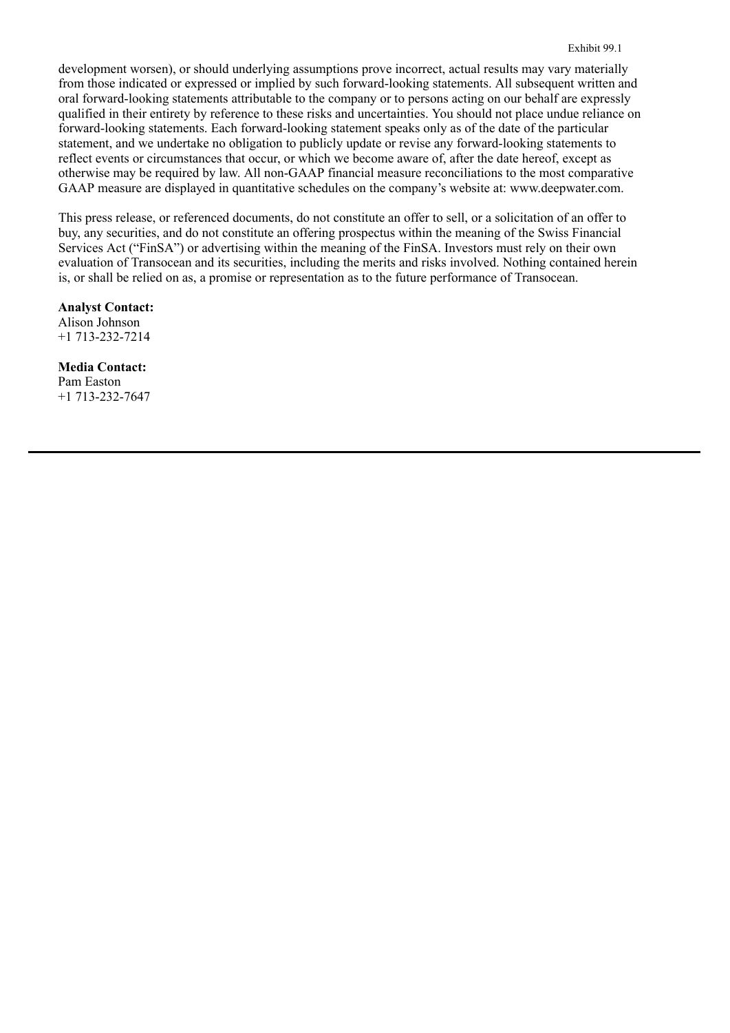development worsen), or should underlying assumptions prove incorrect, actual results may vary materially from those indicated or expressed or implied by such forward-looking statements. All subsequent written and oral forward-looking statements attributable to the company or to persons acting on our behalf are expressly qualified in their entirety by reference to these risks and uncertainties. You should not place undue reliance on forward-looking statements. Each forward-looking statement speaks only as of the date of the particular statement, and we undertake no obligation to publicly update or revise any forward-looking statements to reflect events or circumstances that occur, or which we become aware of, after the date hereof, except as otherwise may be required by law. All non-GAAP financial measure reconciliations to the most comparative GAAP measure are displayed in quantitative schedules on the company's website at: www.deepwater.com.

This press release, or referenced documents, do not constitute an offer to sell, or a solicitation of an offer to buy, any securities, and do not constitute an offering prospectus within the meaning of the Swiss Financial Services Act ("FinSA") or advertising within the meaning of the FinSA. Investors must rely on their own evaluation of Transocean and its securities, including the merits and risks involved. Nothing contained herein is, or shall be relied on as, a promise or representation as to the future performance of Transocean.

**Analyst Contact:**
Alison Johnson
+1 713-232-7214

**Media Contact:**
Pam Easton
+1 713-232-7647